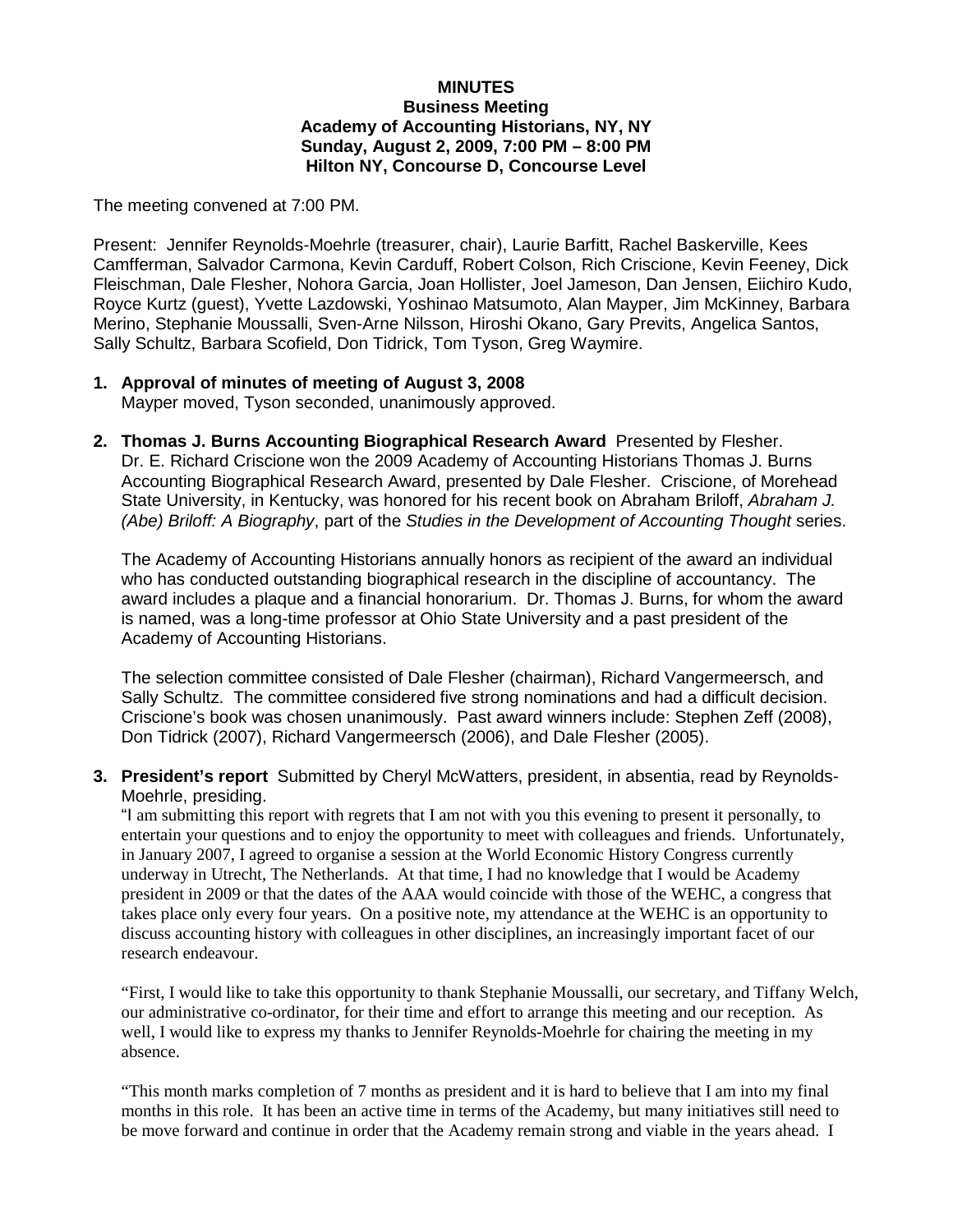**MINUTES**
**Business Meeting**
**Academy of Accounting Historians, NY, NY**
**Sunday, August 2, 2009, 7:00 PM – 8:00 PM**
**Hilton NY, Concourse D, Concourse Level**

The meeting convened at 7:00 PM.

Present: Jennifer Reynolds-Moehrle (treasurer, chair), Laurie Barfitt, Rachel Baskerville, Kees Camfferman, Salvador Carmona, Kevin Carduff, Robert Colson, Rich Criscione, Kevin Feeney, Dick Fleischman, Dale Flesher, Nohora Garcia, Joan Hollister, Joel Jameson, Dan Jensen, Eiichiro Kudo, Royce Kurtz (guest), Yvette Lazdowski, Yoshinao Matsumoto, Alan Mayper, Jim McKinney, Barbara Merino, Stephanie Moussalli, Sven-Arne Nilsson, Hiroshi Okano, Gary Previts, Angelica Santos, Sally Schultz, Barbara Scofield, Don Tidrick, Tom Tyson, Greg Waymire.

1. **Approval of minutes of meeting of August 3, 2008**
   Mayper moved, Tyson seconded, unanimously approved.

2. **Thomas J. Burns Accounting Biographical Research Award** Presented by Flesher.
   Dr. E. Richard Criscione won the 2009 Academy of Accounting Historians Thomas J. Burns Accounting Biographical Research Award, presented by Dale Flesher. Criscione, of Morehead State University, in Kentucky, was honored for his recent book on Abraham Briloff, *Abraham J. (Abe) Briloff: A Biography*, part of the *Studies in the Development of Accounting Thought* series.

   The Academy of Accounting Historians annually honors as recipient of the award an individual who has conducted outstanding biographical research in the discipline of accountancy. The award includes a plaque and a financial honorarium. Dr. Thomas J. Burns, for whom the award is named, was a long-time professor at Ohio State University and a past president of the Academy of Accounting Historians.

   The selection committee consisted of Dale Flesher (chairman), Richard Vangermeersch, and Sally Schultz. The committee considered five strong nominations and had a difficult decision. Criscione's book was chosen unanimously. Past award winners include: Stephen Zeff (2008), Don Tidrick (2007), Richard Vangermeersch (2006), and Dale Flesher (2005).

3. **President's report** Submitted by Cheryl McWatters, president, in absentia, read by Reynolds-Moehrle, presiding.
   "I am submitting this report with regrets that I am not with you this evening to present it personally, to entertain your questions and to enjoy the opportunity to meet with colleagues and friends. Unfortunately, in January 2007, I agreed to organise a session at the World Economic History Congress currently underway in Utrecht, The Netherlands. At that time, I had no knowledge that I would be Academy president in 2009 or that the dates of the AAA would coincide with those of the WEHC, a congress that takes place only every four years. On a positive note, my attendance at the WEHC is an opportunity to discuss accounting history with colleagues in other disciplines, an increasingly important facet of our research endeavour.

   "First, I would like to take this opportunity to thank Stephanie Moussalli, our secretary, and Tiffany Welch, our administrative co-ordinator, for their time and effort to arrange this meeting and our reception. As well, I would like to express my thanks to Jennifer Reynolds-Moehrle for chairing the meeting in my absence.

   "This month marks completion of 7 months as president and it is hard to believe that I am into my final months in this role. It has been an active time in terms of the Academy, but many initiatives still need to be move forward and continue in order that the Academy remain strong and viable in the years ahead. I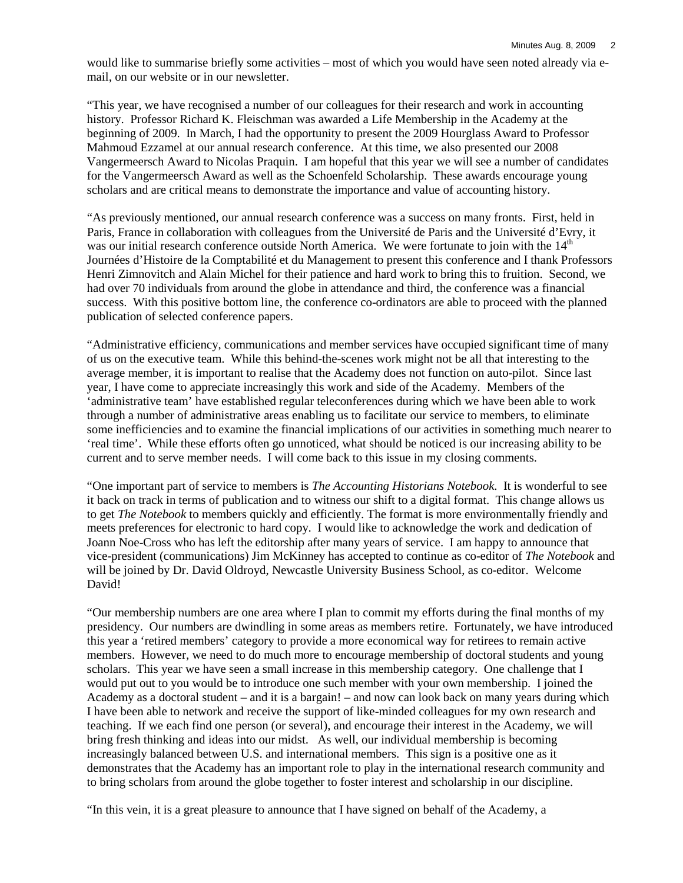would like to summarise briefly some activities – most of which you would have seen noted already via e-mail, on our website or in our newsletter.

"This year, we have recognised a number of our colleagues for their research and work in accounting history. Professor Richard K. Fleischman was awarded a Life Membership in the Academy at the beginning of 2009. In March, I had the opportunity to present the 2009 Hourglass Award to Professor Mahmoud Ezzamel at our annual research conference. At this time, we also presented our 2008 Vangermeersch Award to Nicolas Praquin. I am hopeful that this year we will see a number of candidates for the Vangermeersch Award as well as the Schoenfeld Scholarship. These awards encourage young scholars and are critical means to demonstrate the importance and value of accounting history.

"As previously mentioned, our annual research conference was a success on many fronts. First, held in Paris, France in collaboration with colleagues from the Université de Paris and the Université d'Evry, it was our initial research conference outside North America. We were fortunate to join with the 14th Journées d'Histoire de la Comptabilité et du Management to present this conference and I thank Professors Henri Zimnovitch and Alain Michel for their patience and hard work to bring this to fruition. Second, we had over 70 individuals from around the globe in attendance and third, the conference was a financial success. With this positive bottom line, the conference co-ordinators are able to proceed with the planned publication of selected conference papers.

"Administrative efficiency, communications and member services have occupied significant time of many of us on the executive team. While this behind-the-scenes work might not be all that interesting to the average member, it is important to realise that the Academy does not function on auto-pilot. Since last year, I have come to appreciate increasingly this work and side of the Academy. Members of the 'administrative team' have established regular teleconferences during which we have been able to work through a number of administrative areas enabling us to facilitate our service to members, to eliminate some inefficiencies and to examine the financial implications of our activities in something much nearer to 'real time'. While these efforts often go unnoticed, what should be noticed is our increasing ability to be current and to serve member needs. I will come back to this issue in my closing comments.

"One important part of service to members is *The Accounting Historians Notebook*. It is wonderful to see it back on track in terms of publication and to witness our shift to a digital format. This change allows us to get *The Notebook* to members quickly and efficiently. The format is more environmentally friendly and meets preferences for electronic to hard copy. I would like to acknowledge the work and dedication of Joann Noe-Cross who has left the editorship after many years of service. I am happy to announce that vice-president (communications) Jim McKinney has accepted to continue as co-editor of *The Notebook* and will be joined by Dr. David Oldroyd, Newcastle University Business School, as co-editor. Welcome David!

"Our membership numbers are one area where I plan to commit my efforts during the final months of my presidency. Our numbers are dwindling in some areas as members retire. Fortunately, we have introduced this year a 'retired members' category to provide a more economical way for retirees to remain active members. However, we need to do much more to encourage membership of doctoral students and young scholars. This year we have seen a small increase in this membership category. One challenge that I would put out to you would be to introduce one such member with your own membership. I joined the Academy as a doctoral student – and it is a bargain! – and now can look back on many years during which I have been able to network and receive the support of like-minded colleagues for my own research and teaching. If we each find one person (or several), and encourage their interest in the Academy, we will bring fresh thinking and ideas into our midst. As well, our individual membership is becoming increasingly balanced between U.S. and international members. This sign is a positive one as it demonstrates that the Academy has an important role to play in the international research community and to bring scholars from around the globe together to foster interest and scholarship in our discipline.

"In this vein, it is a great pleasure to announce that I have signed on behalf of the Academy, a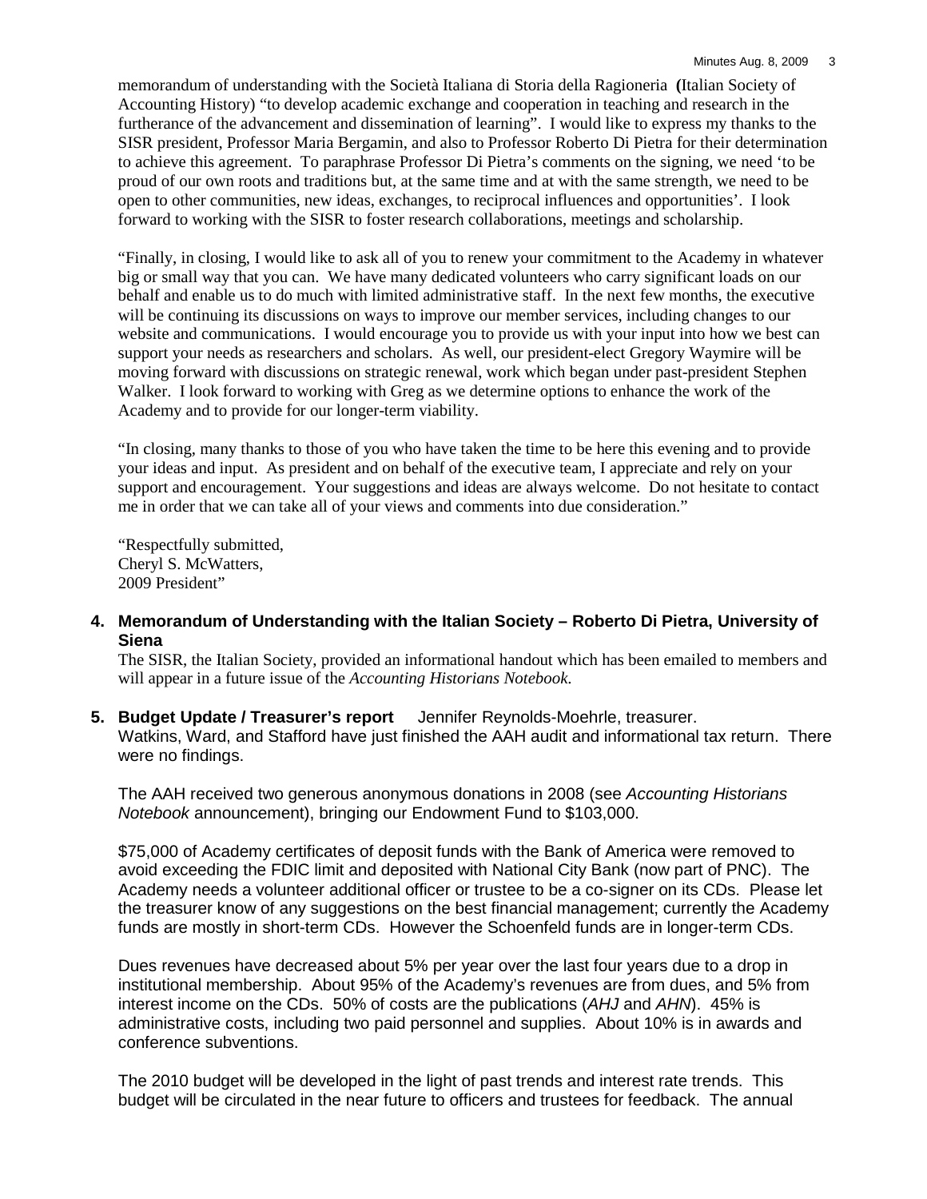memorandum of understanding with the Società Italiana di Storia della Ragioneria **(**Italian Society of Accounting History) "to develop academic exchange and cooperation in teaching and research in the furtherance of the advancement and dissemination of learning". I would like to express my thanks to the SISR president, Professor Maria Bergamin, and also to Professor Roberto Di Pietra for their determination to achieve this agreement. To paraphrase Professor Di Pietra's comments on the signing, we need 'to be proud of our own roots and traditions but, at the same time and at with the same strength, we need to be open to other communities, new ideas, exchanges, to reciprocal influences and opportunities'. I look forward to working with the SISR to foster research collaborations, meetings and scholarship.

"Finally, in closing, I would like to ask all of you to renew your commitment to the Academy in whatever big or small way that you can. We have many dedicated volunteers who carry significant loads on our behalf and enable us to do much with limited administrative staff. In the next few months, the executive will be continuing its discussions on ways to improve our member services, including changes to our website and communications. I would encourage you to provide us with your input into how we best can support your needs as researchers and scholars. As well, our president-elect Gregory Waymire will be moving forward with discussions on strategic renewal, work which began under past-president Stephen Walker. I look forward to working with Greg as we determine options to enhance the work of the Academy and to provide for our longer-term viability.

"In closing, many thanks to those of you who have taken the time to be here this evening and to provide your ideas and input. As president and on behalf of the executive team, I appreciate and rely on your support and encouragement. Your suggestions and ideas are always welcome. Do not hesitate to contact me in order that we can take all of your views and comments into due consideration."

"Respectfully submitted,
Cheryl S. McWatters,
2009 President"

**4. Memorandum of Understanding with the Italian Society – Roberto Di Pietra, University of Siena**

The SISR, the Italian Society, provided an informational handout which has been emailed to members and will appear in a future issue of the *Accounting Historians Notebook*.

**5. Budget Update / Treasurer's report** Jennifer Reynolds-Moehrle, treasurer.

Watkins, Ward, and Stafford have just finished the AAH audit and informational tax return. There were no findings.

The AAH received two generous anonymous donations in 2008 (see *Accounting Historians Notebook* announcement), bringing our Endowment Fund to \$103,000.

\$75,000 of Academy certificates of deposit funds with the Bank of America were removed to avoid exceeding the FDIC limit and deposited with National City Bank (now part of PNC). The Academy needs a volunteer additional officer or trustee to be a co-signer on its CDs. Please let the treasurer know of any suggestions on the best financial management; currently the Academy funds are mostly in short-term CDs. However the Schoenfeld funds are in longer-term CDs.

Dues revenues have decreased about 5% per year over the last four years due to a drop in institutional membership. About 95% of the Academy's revenues are from dues, and 5% from interest income on the CDs. 50% of costs are the publications (*AHJ* and *AHN*). 45% is administrative costs, including two paid personnel and supplies. About 10% is in awards and conference subventions.

The 2010 budget will be developed in the light of past trends and interest rate trends. This budget will be circulated in the near future to officers and trustees for feedback. The annual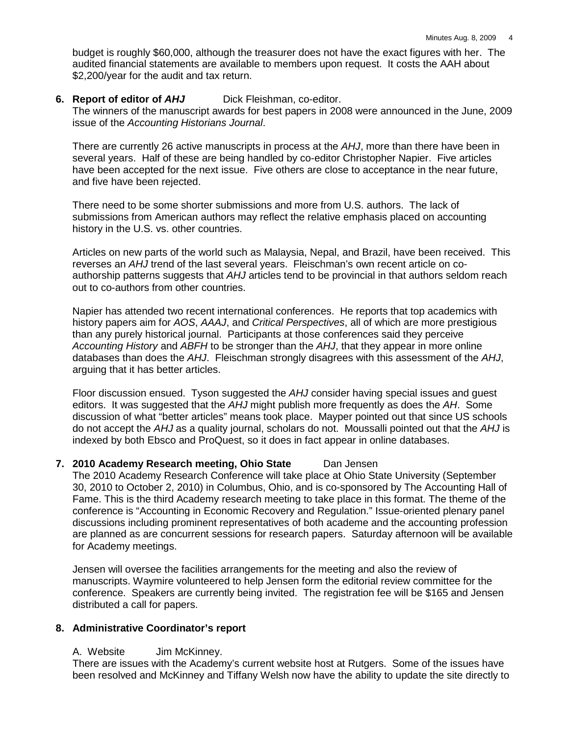budget is roughly $60,000, although the treasurer does not have the exact figures with her. The audited financial statements are available to members upon request. It costs the AAH about $2,200/year for the audit and tax return.

**6. Report of editor of *AHJ*** Dick Fleishman, co-editor.

The winners of the manuscript awards for best papers in 2008 were announced in the June, 2009 issue of the *Accounting Historians Journal*.

There are currently 26 active manuscripts in process at the *AHJ*, more than there have been in several years. Half of these are being handled by co-editor Christopher Napier. Five articles have been accepted for the next issue. Five others are close to acceptance in the near future, and five have been rejected.

There need to be some shorter submissions and more from U.S. authors. The lack of submissions from American authors may reflect the relative emphasis placed on accounting history in the U.S. vs. other countries.

Articles on new parts of the world such as Malaysia, Nepal, and Brazil, have been received. This reverses an *AHJ* trend of the last several years. Fleischman's own recent article on co-authorship patterns suggests that *AHJ* articles tend to be provincial in that authors seldom reach out to co-authors from other countries.

Napier has attended two recent international conferences. He reports that top academics with history papers aim for *AOS*, *AAAJ*, and *Critical Perspectives*, all of which are more prestigious than any purely historical journal. Participants at those conferences said they perceive *Accounting History* and *ABFH* to be stronger than the *AHJ*, that they appear in more online databases than does the *AHJ*. Fleischman strongly disagrees with this assessment of the *AHJ*, arguing that it has better articles.

Floor discussion ensued. Tyson suggested the *AHJ* consider having special issues and guest editors. It was suggested that the *AHJ* might publish more frequently as does the *AH*. Some discussion of what "better articles" means took place. Mayper pointed out that since US schools do not accept the *AHJ* as a quality journal, scholars do not. Moussalli pointed out that the *AHJ* is indexed by both Ebsco and ProQuest, so it does in fact appear in online databases.

**7. 2010 Academy Research meeting, Ohio State** Dan Jensen

The 2010 Academy Research Conference will take place at Ohio State University (September 30, 2010 to October 2, 2010) in Columbus, Ohio, and is co-sponsored by The Accounting Hall of Fame. This is the third Academy research meeting to take place in this format. The theme of the conference is "Accounting in Economic Recovery and Regulation." Issue-oriented plenary panel discussions including prominent representatives of both academe and the accounting profession are planned as are concurrent sessions for research papers. Saturday afternoon will be available for Academy meetings.

Jensen will oversee the facilities arrangements for the meeting and also the review of manuscripts. Waymire volunteered to help Jensen form the editorial review committee for the conference. Speakers are currently being invited. The registration fee will be $165 and Jensen distributed a call for papers.

**8. Administrative Coordinator's report**

A. Website Jim McKinney.

There are issues with the Academy's current website host at Rutgers. Some of the issues have been resolved and McKinney and Tiffany Welsh now have the ability to update the site directly to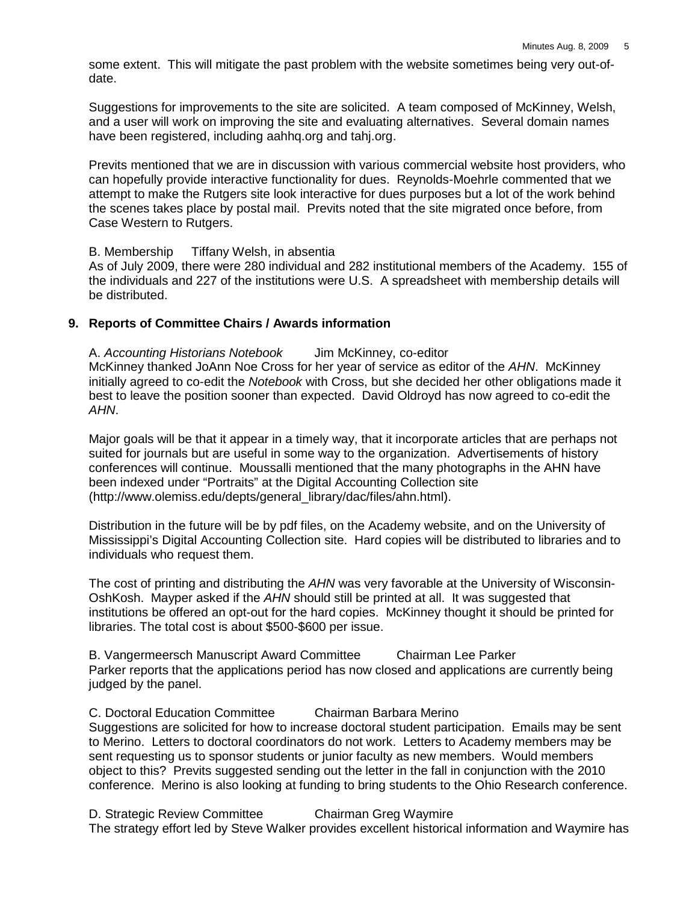some extent. This will mitigate the past problem with the website sometimes being very out-of-date.

Suggestions for improvements to the site are solicited. A team composed of McKinney, Welsh, and a user will work on improving the site and evaluating alternatives. Several domain names have been registered, including aahhq.org and tahj.org.

Previts mentioned that we are in discussion with various commercial website host providers, who can hopefully provide interactive functionality for dues. Reynolds-Moehrle commented that we attempt to make the Rutgers site look interactive for dues purposes but a lot of the work behind the scenes takes place by postal mail. Previts noted that the site migrated once before, from Case Western to Rutgers.

B. Membership Tiffany Welsh, in absentia

As of July 2009, there were 280 individual and 282 institutional members of the Academy. 155 of the individuals and 227 of the institutions were U.S. A spreadsheet with membership details will be distributed.

## 9. Reports of Committee Chairs / Awards information

A. *Accounting Historians Notebook* Jim McKinney, co-editor

McKinney thanked JoAnn Noe Cross for her year of service as editor of the *AHN*. McKinney initially agreed to co-edit the *Notebook* with Cross, but she decided her other obligations made it best to leave the position sooner than expected. David Oldroyd has now agreed to co-edit the *AHN*.

Major goals will be that it appear in a timely way, that it incorporate articles that are perhaps not suited for journals but are useful in some way to the organization. Advertisements of history conferences will continue. Moussalli mentioned that the many photographs in the AHN have been indexed under "Portraits" at the Digital Accounting Collection site (http://www.olemiss.edu/depts/general_library/dac/files/ahn.html).

Distribution in the future will be by pdf files, on the Academy website, and on the University of Mississippi's Digital Accounting Collection site. Hard copies will be distributed to libraries and to individuals who request them.

The cost of printing and distributing the *AHN* was very favorable at the University of Wisconsin-OshKosh. Mayper asked if the *AHN* should still be printed at all. It was suggested that institutions be offered an opt-out for the hard copies. McKinney thought it should be printed for libraries. The total cost is about $500-$600 per issue.

B. Vangermeersch Manuscript Award Committee Chairman Lee Parker

Parker reports that the applications period has now closed and applications are currently being judged by the panel.

C. Doctoral Education Committee Chairman Barbara Merino

Suggestions are solicited for how to increase doctoral student participation. Emails may be sent to Merino. Letters to doctoral coordinators do not work. Letters to Academy members may be sent requesting us to sponsor students or junior faculty as new members. Would members object to this? Previts suggested sending out the letter in the fall in conjunction with the 2010 conference. Merino is also looking at funding to bring students to the Ohio Research conference.

D. Strategic Review Committee Chairman Greg Waymire

The strategy effort led by Steve Walker provides excellent historical information and Waymire has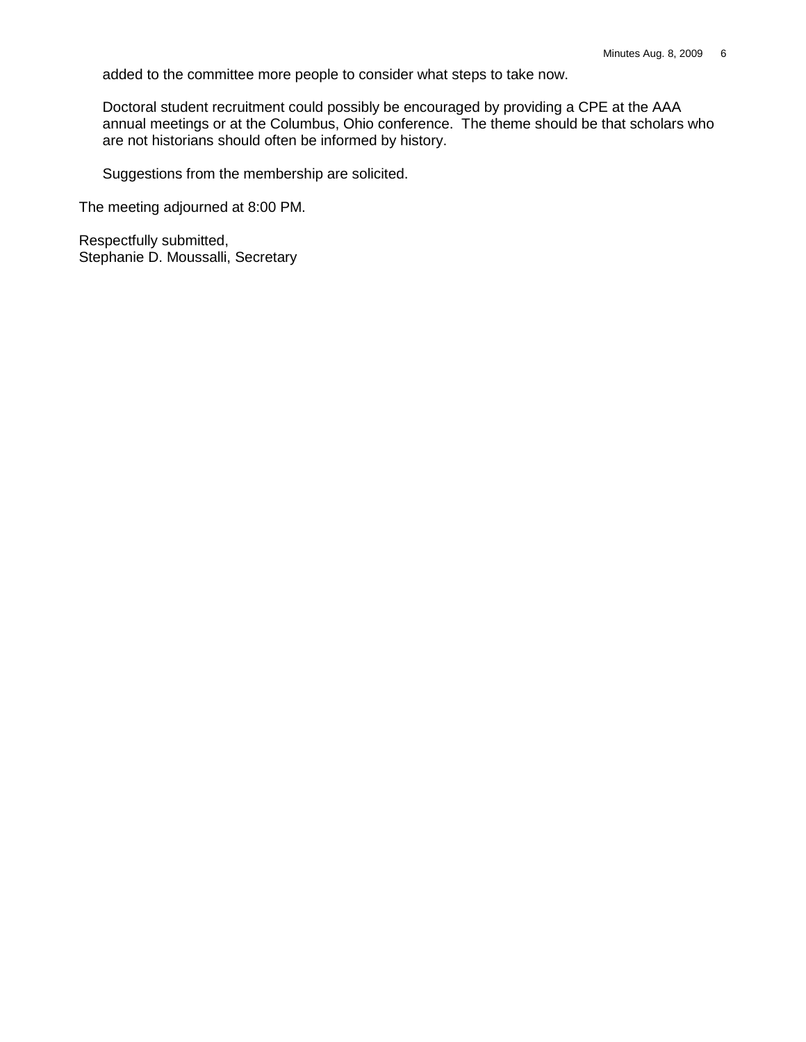added to the committee more people to consider what steps to take now.

Doctoral student recruitment could possibly be encouraged by providing a CPE at the AAA annual meetings or at the Columbus, Ohio conference. The theme should be that scholars who are not historians should often be informed by history.

Suggestions from the membership are solicited.

The meeting adjourned at 8:00 PM.

Respectfully submitted,
Stephanie D. Moussalli, Secretary